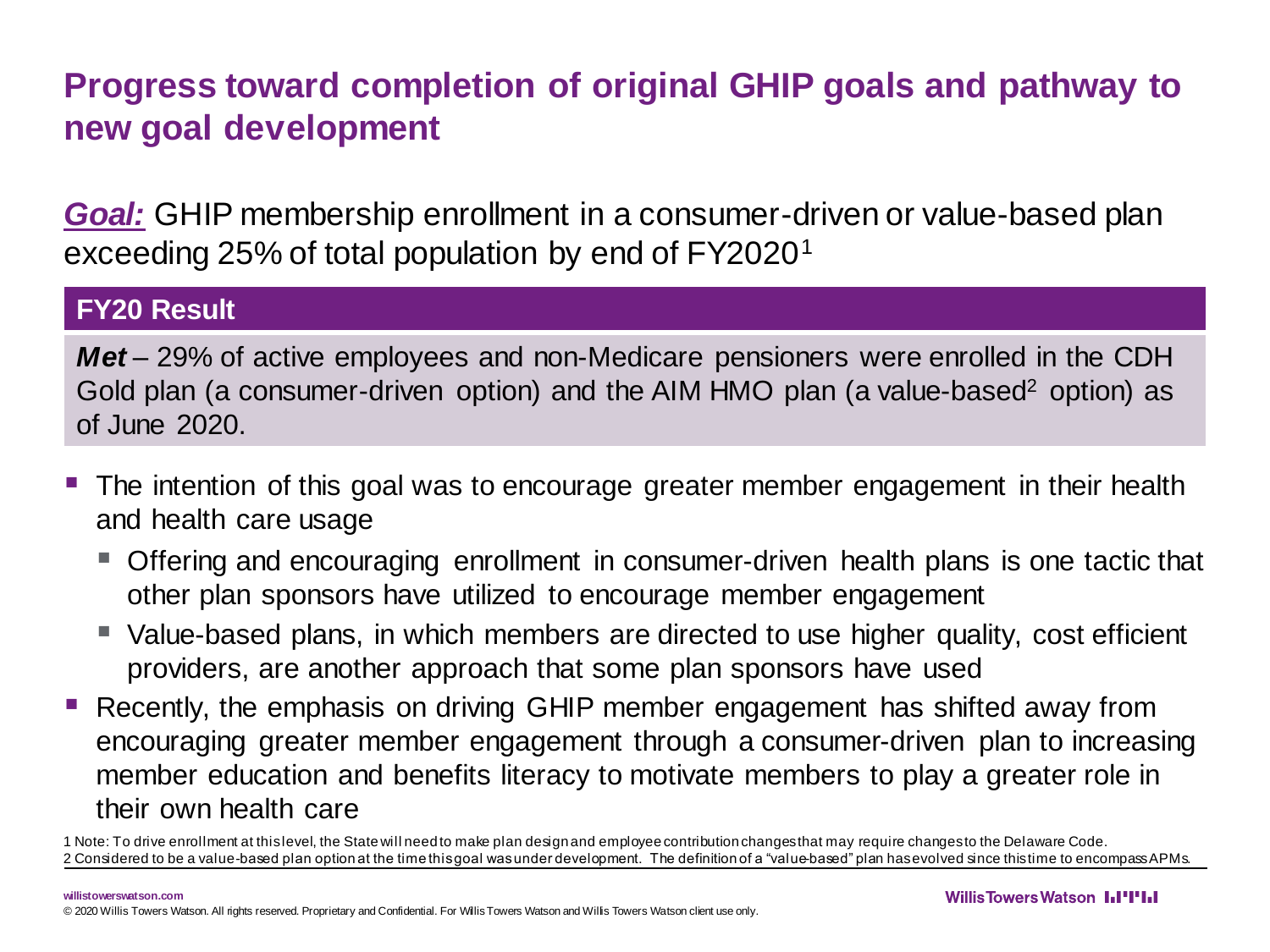# Progress toward completion of original GHIP goals and pathway to new goal development

***Goal:*** GHIP membership enrollment in a consumer-driven or value-based plan exceeding 25% of total population by end of FY2020[1]

**FY20 Result**

***Met*** – 29% of active employees and non-Medicare pensioners were enrolled in the CDH Gold plan (a consumer-driven option) and the AIM HMO plan (a value-based[2] option) as of June 2020.

- The intention of this goal was to encourage greater member engagement in their health and health care usage
  - Offering and encouraging enrollment in consumer-driven health plans is one tactic that other plan sponsors have utilized to encourage member engagement
  - Value-based plans, in which members are directed to use higher quality, cost efficient providers, are another approach that some plan sponsors have used
- Recently, the emphasis on driving GHIP member engagement has shifted away from encouraging greater member engagement through a consumer-driven plan to increasing member education and benefits literacy to motivate members to play a greater role in their own health care

1 Note: To drive enrollment at this level, the State will need to make plan design and employee contribution changes that may require changes to the Delaware Code.
2 Considered to be a value-based plan option at the time this goal was under development. The definition of a "value-based" plan has evolved since this time to encompass APMs.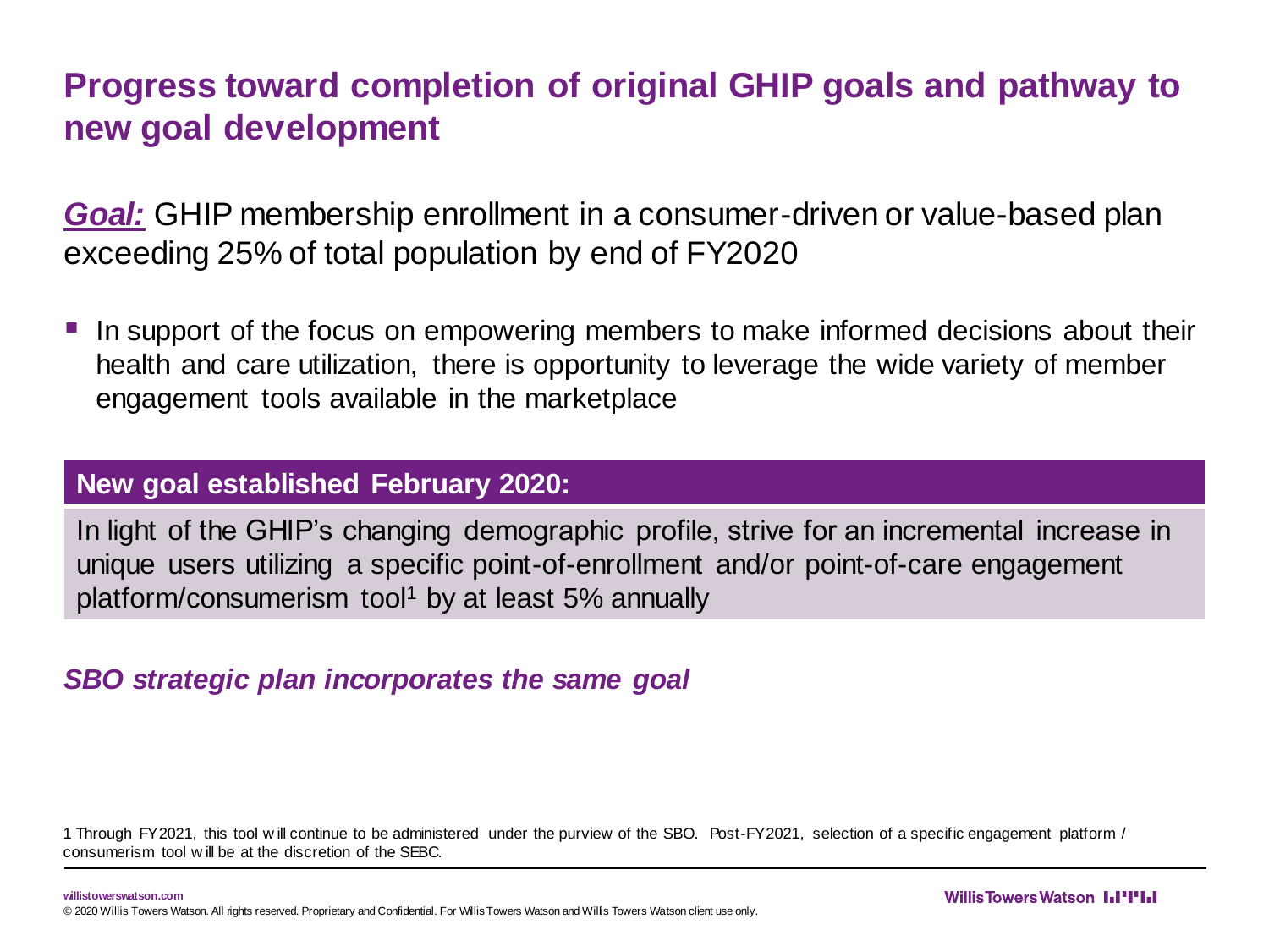# Progress toward completion of original GHIP goals and pathway to new goal development

***Goal:*** GHIP membership enrollment in a consumer-driven or value-based plan exceeding 25% of total population by end of FY2020

- In support of the focus on empowering members to make informed decisions about their health and care utilization, there is opportunity to leverage the wide variety of member engagement tools available in the marketplace

**New goal established February 2020:**

In light of the GHIP's changing demographic profile, strive for an incremental increase in unique users utilizing a specific point-of-enrollment and/or point-of-care engagement platform/consumerism tool[1] by at least 5% annually

***SBO strategic plan incorporates the same goal***

1 Through FY2021, this tool will continue to be administered under the purview of the SBO. Post-FY2021, selection of a specific engagement platform / consumerism tool will be at the discretion of the SEBC.